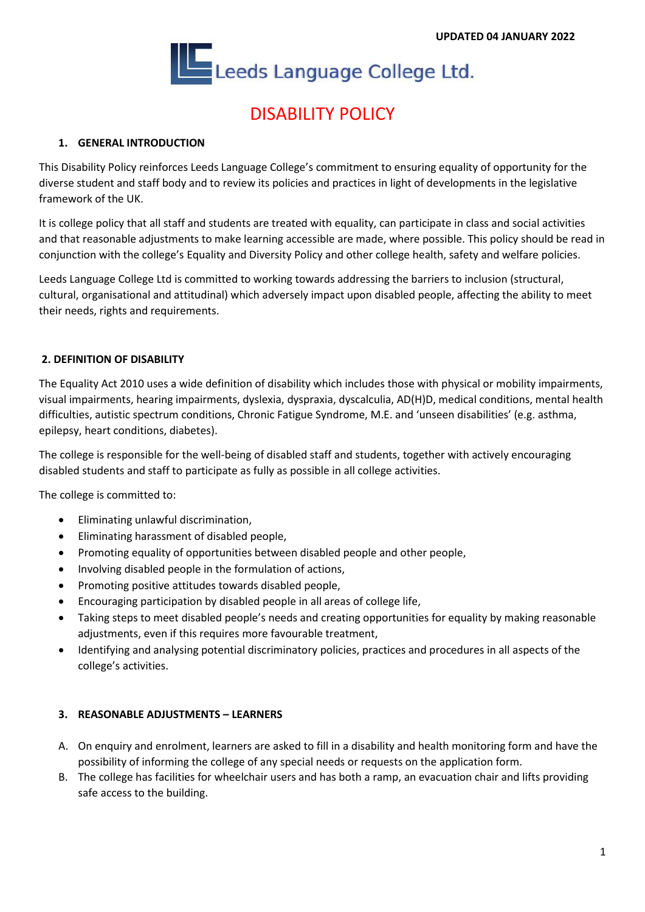UPDATED 04 JANUARY 2022

Leeds Language College Ltd.

# DISABILITY POLICY

## 1. GENERAL INTRODUCTION

This Disability Policy reinforces Leeds Language College's commitment to ensuring equality of opportunity for the diverse student and staff body and to review its policies and practices in light of developments in the legislative framework of the UK.

It is college policy that all staff and students are treated with equality, can participate in class and social activities and that reasonable adjustments to make learning accessible are made, where possible. This policy should be read in conjunction with the college's Equality and Diversity Policy and other college health, safety and welfare policies.

Leeds Language College Ltd is committed to working towards addressing the barriers to inclusion (structural, cultural, organisational and attitudinal) which adversely impact upon disabled people, affecting the ability to meet their needs, rights and requirements.

## 2. DEFINITION OF DISABILITY

The Equality Act 2010 uses a wide definition of disability which includes those with physical or mobility impairments, visual impairments, hearing impairments, dyslexia, dyspraxia, dyscalculia, AD(H)D, medical conditions, mental health difficulties, autistic spectrum conditions, Chronic Fatigue Syndrome, M.E. and 'unseen disabilities' (e.g. asthma, epilepsy, heart conditions, diabetes).

The college is responsible for the well-being of disabled staff and students, together with actively encouraging disabled students and staff to participate as fully as possible in all college activities.

The college is committed to:

- Eliminating unlawful discrimination,
- Eliminating harassment of disabled people,
- Promoting equality of opportunities between disabled people and other people,
- Involving disabled people in the formulation of actions,
- Promoting positive attitudes towards disabled people,
- Encouraging participation by disabled people in all areas of college life,
- Taking steps to meet disabled people's needs and creating opportunities for equality by making reasonable adjustments, even if this requires more favourable treatment,
- Identifying and analysing potential discriminatory policies, practices and procedures in all aspects of the college's activities.

## 3. REASONABLE ADJUSTMENTS – LEARNERS

A. On enquiry and enrolment, learners are asked to fill in a disability and health monitoring form and have the possibility of informing the college of any special needs or requests on the application form.

B. The college has facilities for wheelchair users and has both a ramp, an evacuation chair and lifts providing safe access to the building.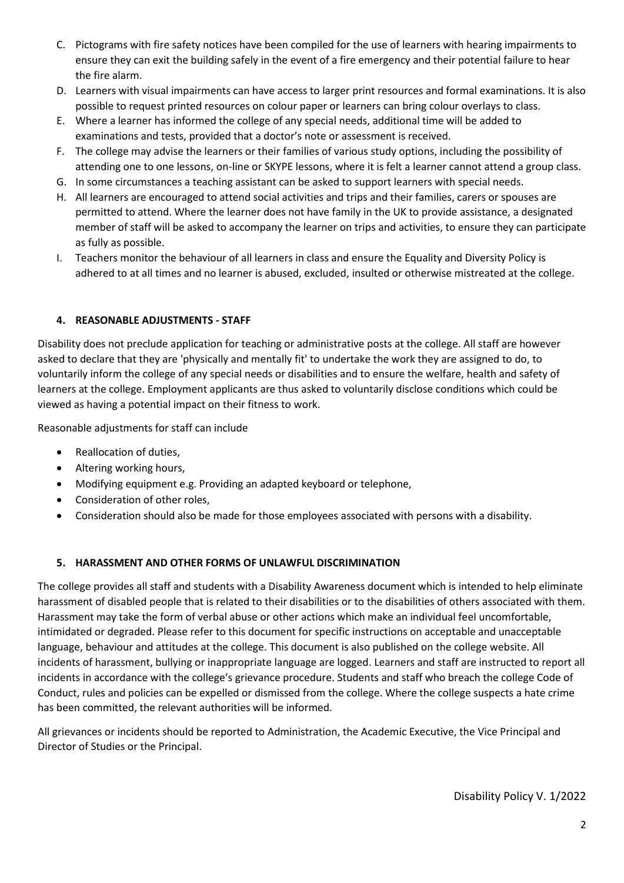C. Pictograms with fire safety notices have been compiled for the use of learners with hearing impairments to ensure they can exit the building safely in the event of a fire emergency and their potential failure to hear the fire alarm.

D. Learners with visual impairments can have access to larger print resources and formal examinations. It is also possible to request printed resources on colour paper or learners can bring colour overlays to class.

E. Where a learner has informed the college of any special needs, additional time will be added to examinations and tests, provided that a doctor's note or assessment is received.

F. The college may advise the learners or their families of various study options, including the possibility of attending one to one lessons, on-line or SKYPE lessons, where it is felt a learner cannot attend a group class.

G. In some circumstances a teaching assistant can be asked to support learners with special needs.

H. All learners are encouraged to attend social activities and trips and their families, carers or spouses are permitted to attend. Where the learner does not have family in the UK to provide assistance, a designated member of staff will be asked to accompany the learner on trips and activities, to ensure they can participate as fully as possible.

I. Teachers monitor the behaviour of all learners in class and ensure the Equality and Diversity Policy is adhered to at all times and no learner is abused, excluded, insulted or otherwise mistreated at the college.

## 4. REASONABLE ADJUSTMENTS - STAFF

Disability does not preclude application for teaching or administrative posts at the college. All staff are however asked to declare that they are 'physically and mentally fit' to undertake the work they are assigned to do, to voluntarily inform the college of any special needs or disabilities and to ensure the welfare, health and safety of learners at the college. Employment applicants are thus asked to voluntarily disclose conditions which could be viewed as having a potential impact on their fitness to work.

Reasonable adjustments for staff can include

- Reallocation of duties,
- Altering working hours,
- Modifying equipment e.g. Providing an adapted keyboard or telephone,
- Consideration of other roles,
- Consideration should also be made for those employees associated with persons with a disability.

## 5. HARASSMENT AND OTHER FORMS OF UNLAWFUL DISCRIMINATION

The college provides all staff and students with a Disability Awareness document which is intended to help eliminate harassment of disabled people that is related to their disabilities or to the disabilities of others associated with them. Harassment may take the form of verbal abuse or other actions which make an individual feel uncomfortable, intimidated or degraded. Please refer to this document for specific instructions on acceptable and unacceptable language, behaviour and attitudes at the college. This document is also published on the college website. All incidents of harassment, bullying or inappropriate language are logged. Learners and staff are instructed to report all incidents in accordance with the college's grievance procedure. Students and staff who breach the college Code of Conduct, rules and policies can be expelled or dismissed from the college. Where the college suspects a hate crime has been committed, the relevant authorities will be informed.

All grievances or incidents should be reported to Administration, the Academic Executive, the Vice Principal and Director of Studies or the Principal.

Disability Policy V. 1/2022